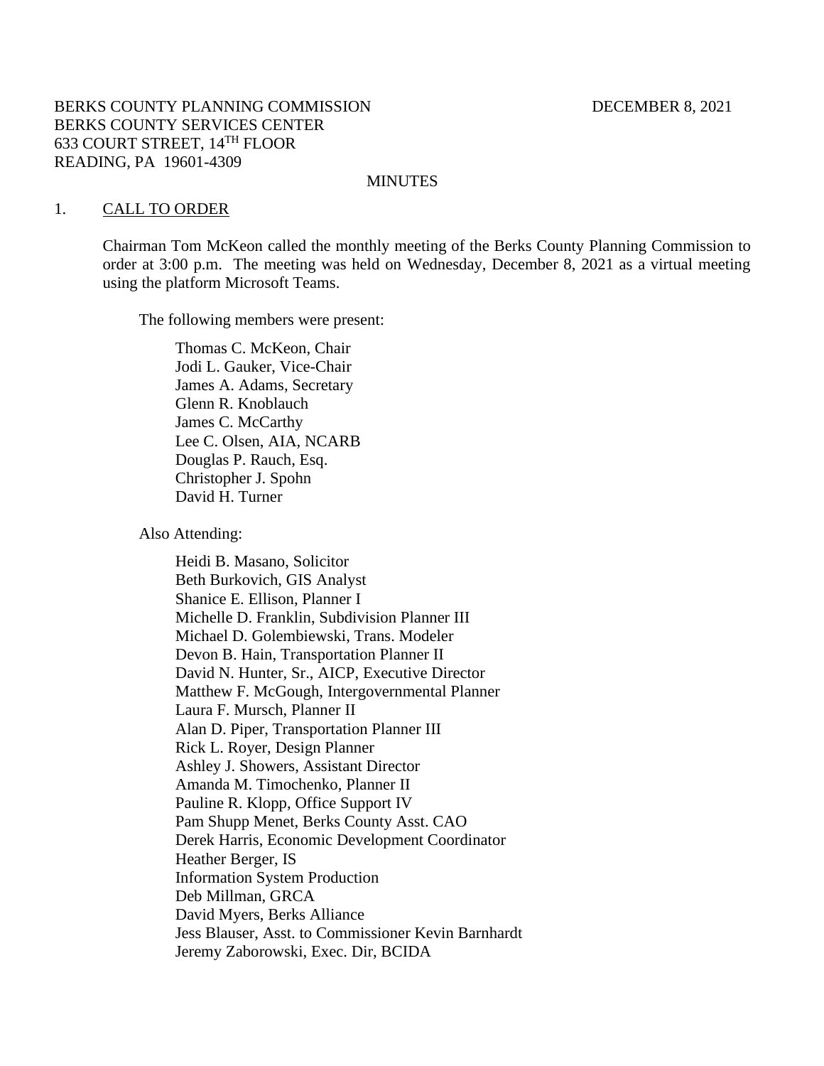BERKS COUNTY PLANNING COMMISSION DECEMBER 8, 2021
BERKS COUNTY SERVICES CENTER
633 COURT STREET, 14TH FLOOR
READING, PA 19601-4309

MINUTES

1. CALL TO ORDER

Chairman Tom McKeon called the monthly meeting of the Berks County Planning Commission to order at 3:00 p.m. The meeting was held on Wednesday, December 8, 2021 as a virtual meeting using the platform Microsoft Teams.

The following members were present:

Thomas C. McKeon, Chair
Jodi L. Gauker, Vice-Chair
James A. Adams, Secretary
Glenn R. Knoblauch
James C. McCarthy
Lee C. Olsen, AIA, NCARB
Douglas P. Rauch, Esq.
Christopher J. Spohn
David H. Turner

Also Attending:

Heidi B. Masano, Solicitor
Beth Burkovich, GIS Analyst
Shanice E. Ellison, Planner I
Michelle D. Franklin, Subdivision Planner III
Michael D. Golembiewski, Trans. Modeler
Devon B. Hain, Transportation Planner II
David N. Hunter, Sr., AICP, Executive Director
Matthew F. McGough, Intergovernmental Planner
Laura F. Mursch, Planner II
Alan D. Piper, Transportation Planner III
Rick L. Royer, Design Planner
Ashley J. Showers, Assistant Director
Amanda M. Timochenko, Planner II
Pauline R. Klopp, Office Support IV
Pam Shupp Menet, Berks County Asst. CAO
Derek Harris, Economic Development Coordinator
Heather Berger, IS
Information System Production
Deb Millman, GRCA
David Myers, Berks Alliance
Jess Blauser, Asst. to Commissioner Kevin Barnhardt
Jeremy Zaborowski, Exec. Dir, BCIDA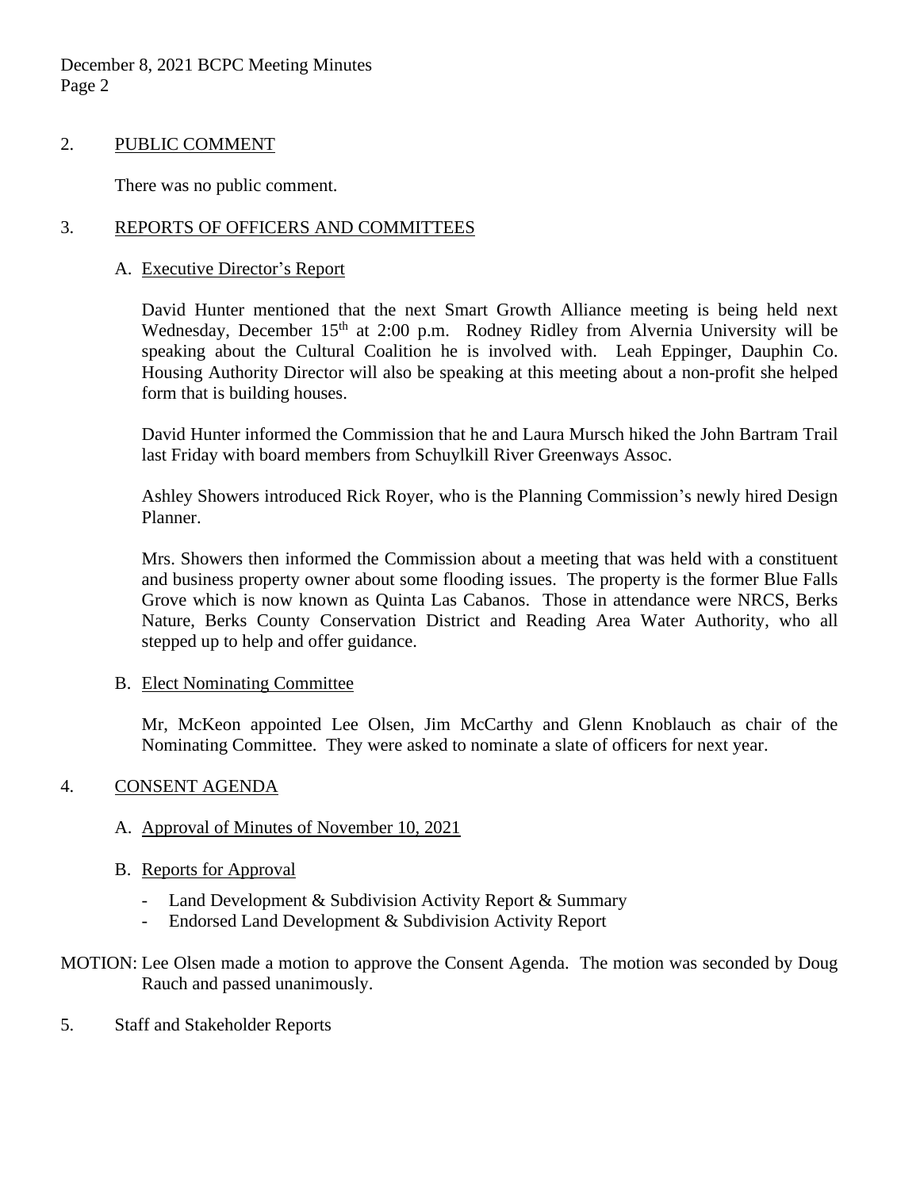## 2. PUBLIC COMMENT

There was no public comment.

## 3. REPORTS OF OFFICERS AND COMMITTEES

### A. Executive Director's Report

David Hunter mentioned that the next Smart Growth Alliance meeting is being held next Wednesday, December 15th at 2:00 p.m. Rodney Ridley from Alvernia University will be speaking about the Cultural Coalition he is involved with. Leah Eppinger, Dauphin Co. Housing Authority Director will also be speaking at this meeting about a non-profit she helped form that is building houses.

David Hunter informed the Commission that he and Laura Mursch hiked the John Bartram Trail last Friday with board members from Schuylkill River Greenways Assoc.

Ashley Showers introduced Rick Royer, who is the Planning Commission's newly hired Design Planner.

Mrs. Showers then informed the Commission about a meeting that was held with a constituent and business property owner about some flooding issues. The property is the former Blue Falls Grove which is now known as Quinta Las Cabanos. Those in attendance were NRCS, Berks Nature, Berks County Conservation District and Reading Area Water Authority, who all stepped up to help and offer guidance.

### B. Elect Nominating Committee

Mr, McKeon appointed Lee Olsen, Jim McCarthy and Glenn Knoblauch as chair of the Nominating Committee. They were asked to nominate a slate of officers for next year.

## 4. CONSENT AGENDA

### A. Approval of Minutes of November 10, 2021

### B. Reports for Approval

- Land Development & Subdivision Activity Report & Summary
- Endorsed Land Development & Subdivision Activity Report

MOTION: Lee Olsen made a motion to approve the Consent Agenda. The motion was seconded by Doug Rauch and passed unanimously.

## 5. Staff and Stakeholder Reports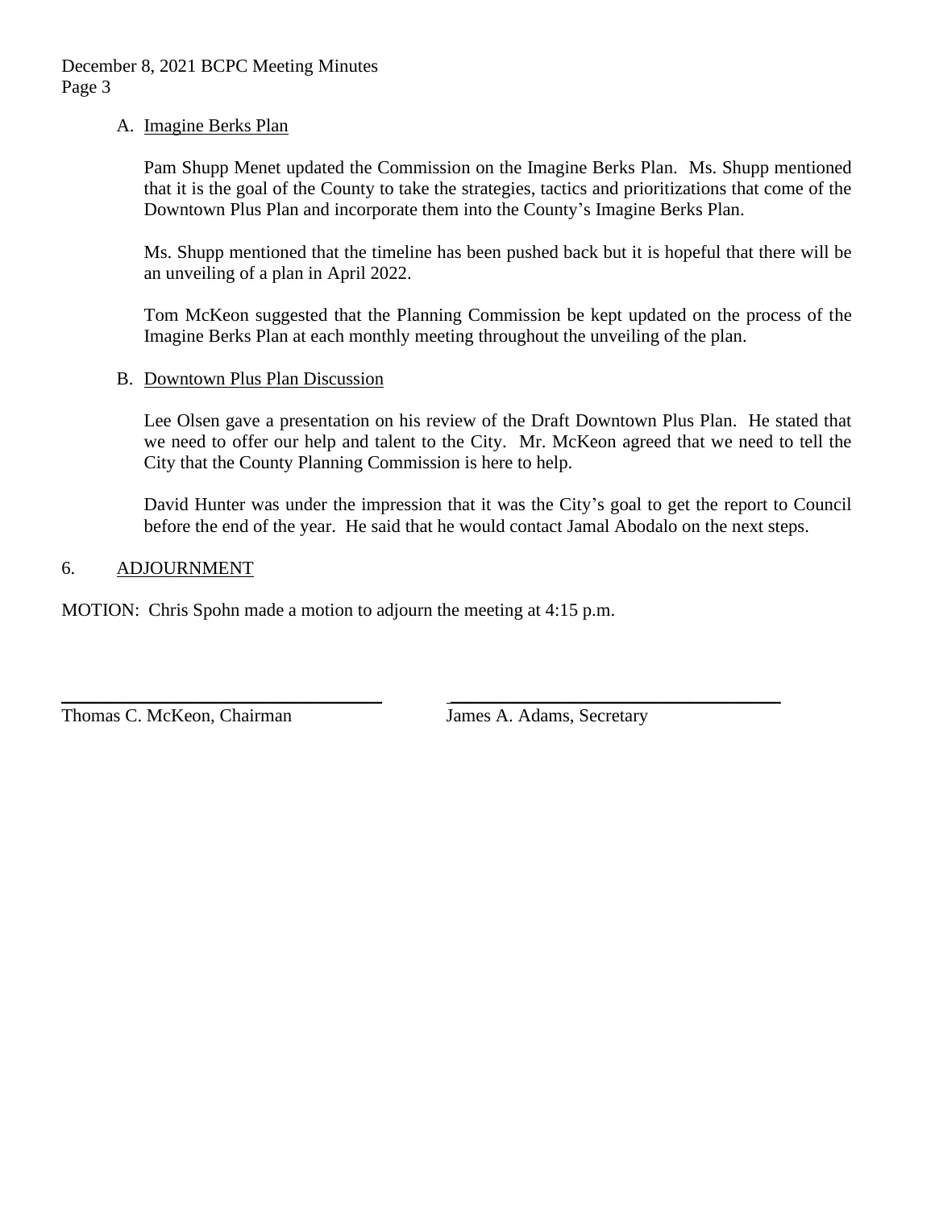A. Imagine Berks Plan

Pam Shupp Menet updated the Commission on the Imagine Berks Plan. Ms. Shupp mentioned that it is the goal of the County to take the strategies, tactics and prioritizations that come of the Downtown Plus Plan and incorporate them into the County's Imagine Berks Plan.

Ms. Shupp mentioned that the timeline has been pushed back but it is hopeful that there will be an unveiling of a plan in April 2022.

Tom McKeon suggested that the Planning Commission be kept updated on the process of the Imagine Berks Plan at each monthly meeting throughout the unveiling of the plan.

B. Downtown Plus Plan Discussion

Lee Olsen gave a presentation on his review of the Draft Downtown Plus Plan. He stated that we need to offer our help and talent to the City. Mr. McKeon agreed that we need to tell the City that the County Planning Commission is here to help.

David Hunter was under the impression that it was the City's goal to get the report to Council before the end of the year. He said that he would contact Jamal Abodalo on the next steps.

6. ADJOURNMENT

MOTION: Chris Spohn made a motion to adjourn the meeting at 4:15 p.m.

Thomas C. McKeon, Chairman

James A. Adams, Secretary